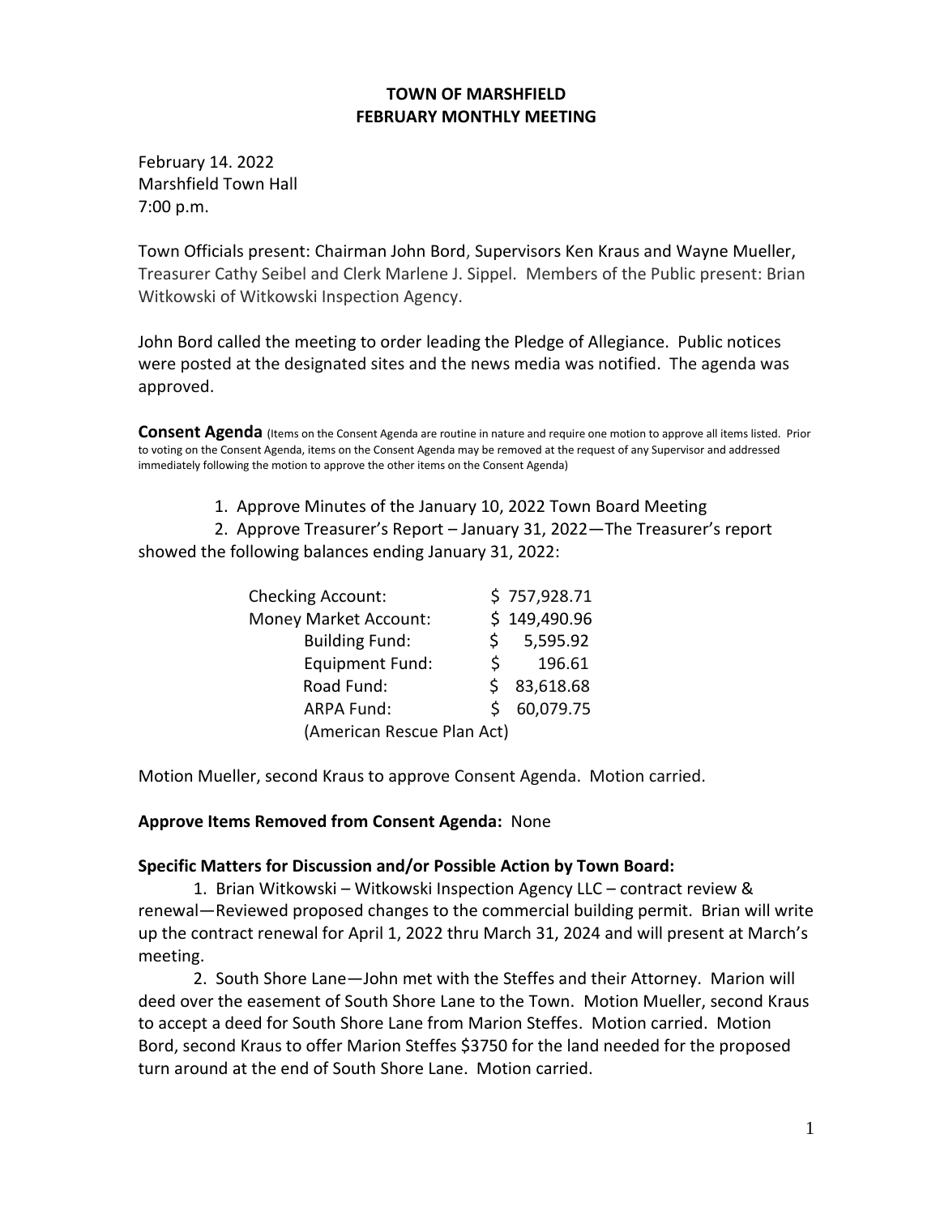# TOWN OF MARSHFIELD
## FEBRUARY MONTHLY MEETING

February 14. 2022
Marshfield Town Hall
7:00 p.m.

Town Officials present: Chairman John Bord, Supervisors Ken Kraus and Wayne Mueller, Treasurer Cathy Seibel and Clerk Marlene J. Sippel. Members of the Public present: Brian Witkowski of Witkowski Inspection Agency.

John Bord called the meeting to order leading the Pledge of Allegiance. Public notices were posted at the designated sites and the news media was notified. The agenda was approved.

**Consent Agenda** (Items on the Consent Agenda are routine in nature and require one motion to approve all items listed. Prior to voting on the Consent Agenda, items on the Consent Agenda may be removed at the request of any Supervisor and addressed immediately following the motion to approve the other items on the Consent Agenda)

1. Approve Minutes of the January 10, 2022 Town Board Meeting
2. Approve Treasurer's Report – January 31, 2022—The Treasurer's report showed the following balances ending January 31, 2022:

| | |
|---|---|
| Checking Account: | $ 757,928.71 |
| Money Market Account: | $ 149,490.96 |
| Building Fund: | $ 5,595.92 |
| Equipment Fund: | $ 196.61 |
| Road Fund: | $ 83,618.68 |
| ARPA Fund: | $ 60,079.75 |
| (American Rescue Plan Act) | |

Motion Mueller, second Kraus to approve Consent Agenda. Motion carried.

**Approve Items Removed from Consent Agenda:** None

**Specific Matters for Discussion and/or Possible Action by Town Board:**

1. Brian Witkowski – Witkowski Inspection Agency LLC – contract review & renewal—Reviewed proposed changes to the commercial building permit. Brian will write up the contract renewal for April 1, 2022 thru March 31, 2024 and will present at March's meeting.

2. South Shore Lane—John met with the Steffes and their Attorney. Marion will deed over the easement of South Shore Lane to the Town. Motion Mueller, second Kraus to accept a deed for South Shore Lane from Marion Steffes. Motion carried. Motion Bord, second Kraus to offer Marion Steffes $3750 for the land needed for the proposed turn around at the end of South Shore Lane. Motion carried.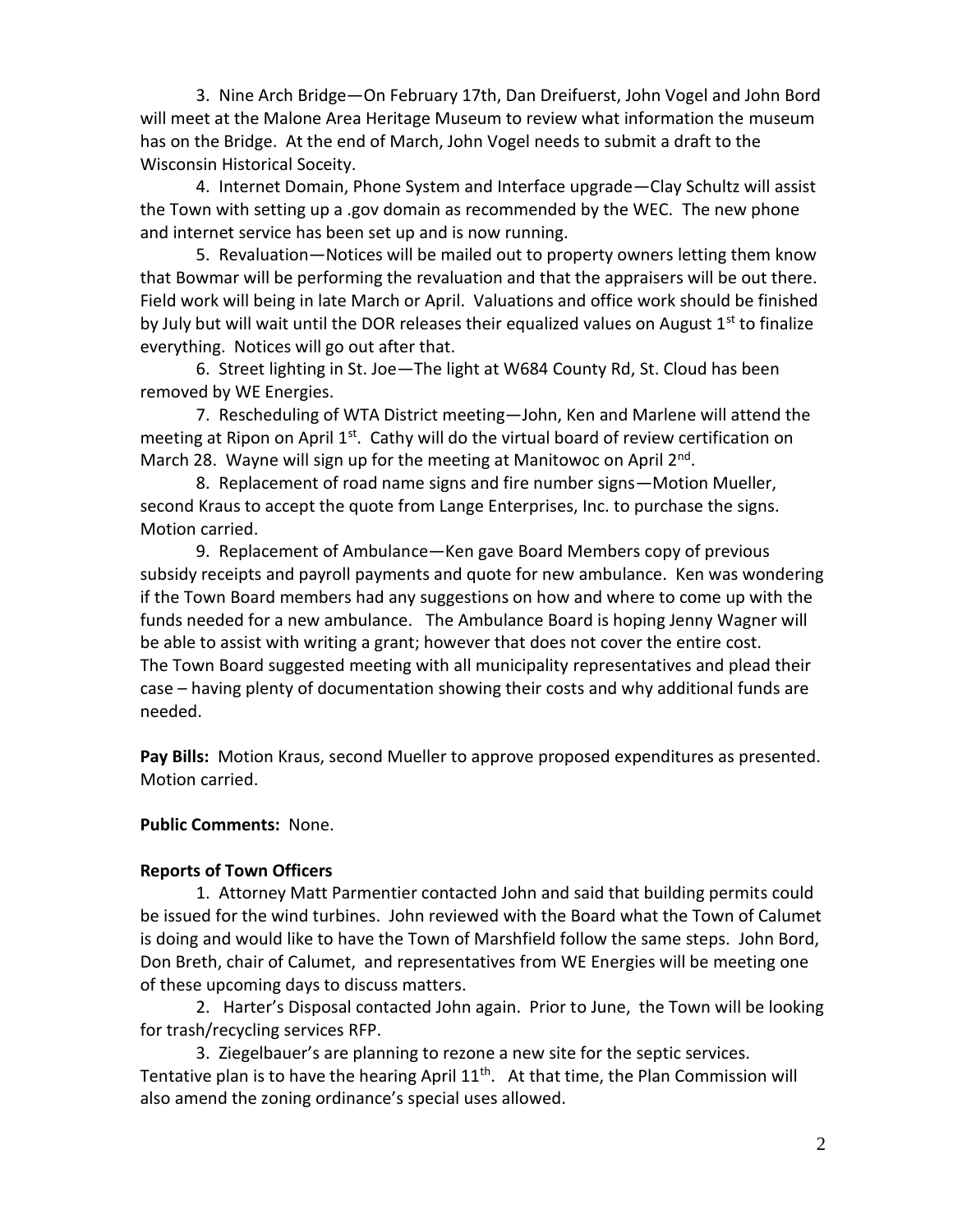3. Nine Arch Bridge—On February 17th, Dan Dreifuerst, John Vogel and John Bord will meet at the Malone Area Heritage Museum to review what information the museum has on the Bridge. At the end of March, John Vogel needs to submit a draft to the Wisconsin Historical Soceity.

4. Internet Domain, Phone System and Interface upgrade—Clay Schultz will assist the Town with setting up a .gov domain as recommended by the WEC. The new phone and internet service has been set up and is now running.

5. Revaluation—Notices will be mailed out to property owners letting them know that Bowmar will be performing the revaluation and that the appraisers will be out there. Field work will being in late March or April. Valuations and office work should be finished by July but will wait until the DOR releases their equalized values on August 1st to finalize everything. Notices will go out after that.

6. Street lighting in St. Joe—The light at W684 County Rd, St. Cloud has been removed by WE Energies.

7. Rescheduling of WTA District meeting—John, Ken and Marlene will attend the meeting at Ripon on April 1st. Cathy will do the virtual board of review certification on March 28. Wayne will sign up for the meeting at Manitowoc on April 2nd.

8. Replacement of road name signs and fire number signs—Motion Mueller, second Kraus to accept the quote from Lange Enterprises, Inc. to purchase the signs. Motion carried.

9. Replacement of Ambulance—Ken gave Board Members copy of previous subsidy receipts and payroll payments and quote for new ambulance. Ken was wondering if the Town Board members had any suggestions on how and where to come up with the funds needed for a new ambulance. The Ambulance Board is hoping Jenny Wagner will be able to assist with writing a grant; however that does not cover the entire cost. The Town Board suggested meeting with all municipality representatives and plead their case – having plenty of documentation showing their costs and why additional funds are needed.

**Pay Bills:** Motion Kraus, second Mueller to approve proposed expenditures as presented. Motion carried.

**Public Comments:** None.

**Reports of Town Officers**

1. Attorney Matt Parmentier contacted John and said that building permits could be issued for the wind turbines. John reviewed with the Board what the Town of Calumet is doing and would like to have the Town of Marshfield follow the same steps. John Bord, Don Breth, chair of Calumet, and representatives from WE Energies will be meeting one of these upcoming days to discuss matters.

2. Harter's Disposal contacted John again. Prior to June, the Town will be looking for trash/recycling services RFP.

3. Ziegelbauer's are planning to rezone a new site for the septic services. Tentative plan is to have the hearing April 11th. At that time, the Plan Commission will also amend the zoning ordinance's special uses allowed.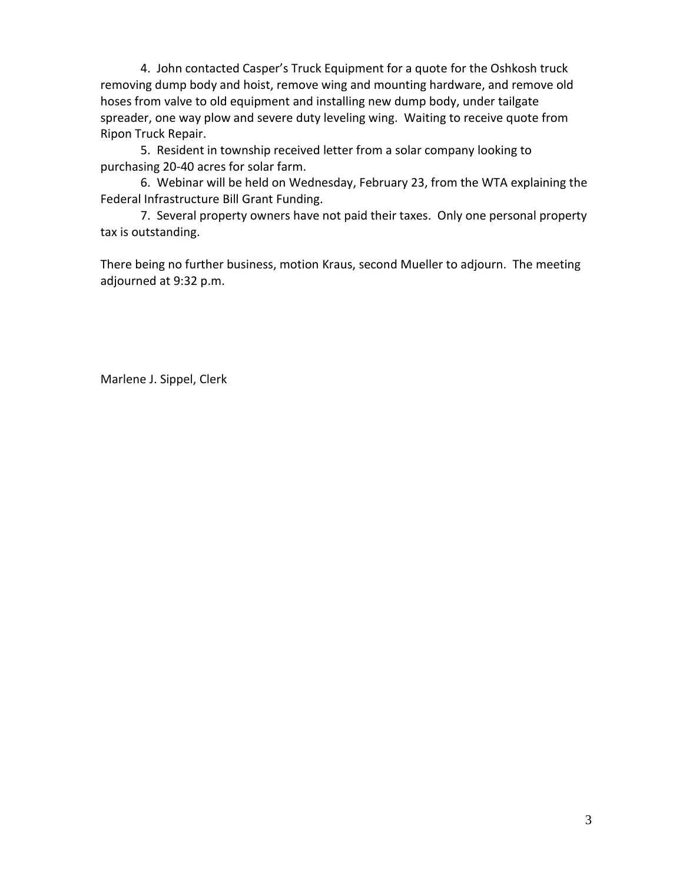4. John contacted Casper's Truck Equipment for a quote for the Oshkosh truck removing dump body and hoist, remove wing and mounting hardware, and remove old hoses from valve to old equipment and installing new dump body, under tailgate spreader, one way plow and severe duty leveling wing. Waiting to receive quote from Ripon Truck Repair.

5. Resident in township received letter from a solar company looking to purchasing 20-40 acres for solar farm.

6. Webinar will be held on Wednesday, February 23, from the WTA explaining the Federal Infrastructure Bill Grant Funding.

7. Several property owners have not paid their taxes. Only one personal property tax is outstanding.

There being no further business, motion Kraus, second Mueller to adjourn. The meeting adjourned at 9:32 p.m.

Marlene J. Sippel, Clerk